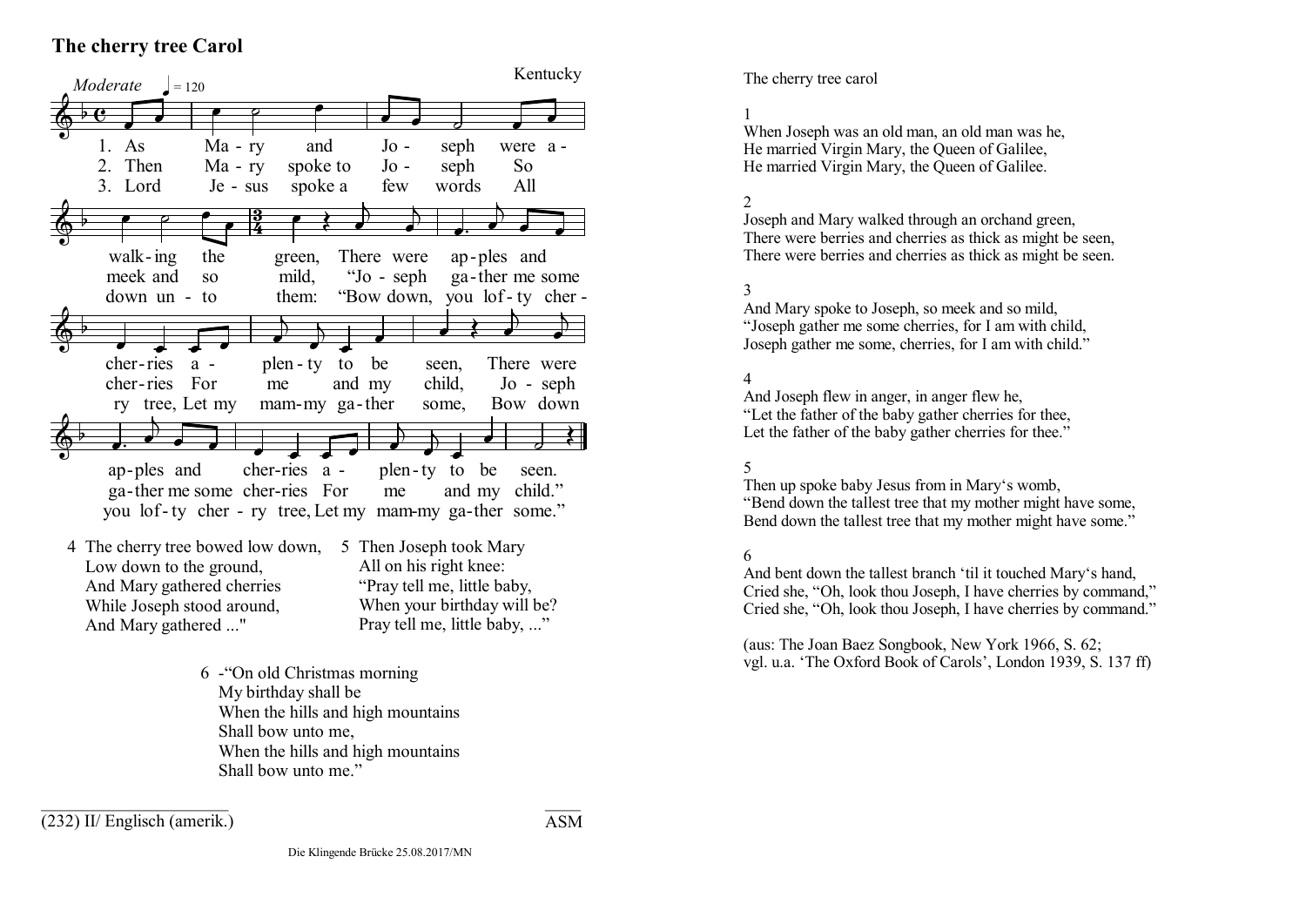## The cherry tree Carol

*Moderate* ♩ = 120 — Kentucky

1. As Ma-ry and Jo-seph were a-walk-ing the green, There were ap-ples and cher-ries a-plen-ty to be seen, There were ap-ples and cher-ries a-plen-ty to be seen.
2. Then Ma-ry spoke to Jo-seph So meek and so mild, "Jo-seph ga-ther me some cher-ries For me and my child, Jo-seph ga-ther me some cher-ries For me and my child."
3. Lord Je-sus spoke a few words All down un-to them: "Bow down, you lof-ty cher-ry tree, Let my mam-my ga-ther some, Bow down you lof-ty cher-ry tree, Let my mam-my ga-ther some."

4 The cherry tree bowed low down,
Low down to the ground,
And Mary gathered cherries
While Joseph stood around,
And Mary gathered ..."

5 Then Joseph took Mary
All on his right knee:
"Pray tell me, little baby,
When your birthday will be?
Pray tell me, little baby, ..."

6 -"On old Christmas morning
My birthday shall be
When the hills and high mountains
Shall bow unto me,
When the hills and high mountains
Shall bow unto me."

(232) II/ Englisch (amerik.) — ASM

Die Klingende Brücke 25.08.2017/MN

The cherry tree carol

1
When Joseph was an old man, an old man was he,
He married Virgin Mary, the Queen of Galilee,
He married Virgin Mary, the Queen of Galilee.

2
Joseph and Mary walked through an orchand green,
There were berries and cherries as thick as might be seen,
There were berries and cherries as thick as might be seen.

3
And Mary spoke to Joseph, so meek and so mild,
"Joseph gather me some cherries, for I am with child,
Joseph gather me some, cherries, for I am with child."

4
And Joseph flew in anger, in anger flew he,
"Let the father of the baby gather cherries for thee,
Let the father of the baby gather cherries for thee."

5
Then up spoke baby Jesus from in Mary's womb,
"Bend down the tallest tree that my mother might have some,
Bend down the tallest tree that my mother might have some."

6
And bent down the tallest branch 'til it touched Mary's hand,
Cried she, "Oh, look thou Joseph, I have cherries by command,"
Cried she, "Oh, look thou Joseph, I have cherries by command."

(aus: The Joan Baez Songbook, New York 1966, S. 62;
vgl. u.a. 'The Oxford Book of Carols', London 1939, S. 137 ff)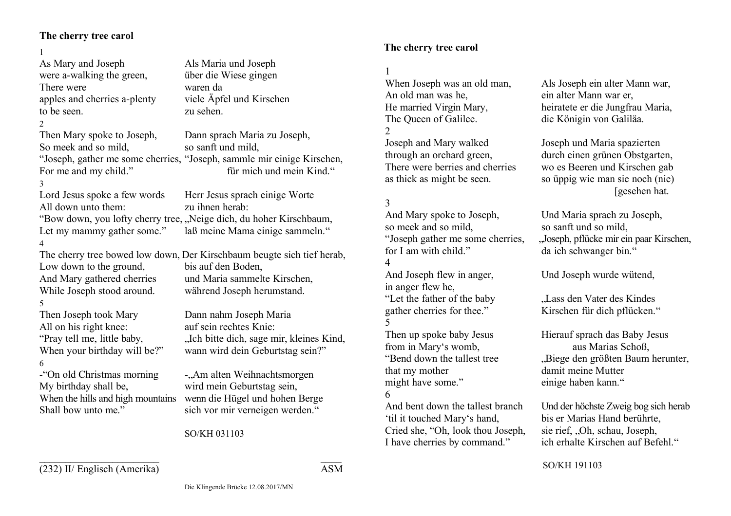## The cherry tree carol

1
As Mary and Joseph
were a-walking the green,
There were
apples and cherries a-plenty
to be seen.

Als Maria und Joseph
über die Wiese gingen
waren da
viele Äpfel und Kirschen
zu sehen.

2
Then Mary spoke to Joseph,
So meek and so mild,
"Joseph, gather me some cherries,
For me and my child."

Dann sprach Maria zu Joseph,
so sanft und mild,
"Joseph, sammle mir einige Kirschen,
für mich und mein Kind."

3
Lord Jesus spoke a few words
All down unto them:
"Bow down, you lofty cherry tree,
Let my mammy gather some."

Herr Jesus sprach einige Worte
zu ihnen herab:
„Neige dich, du hoher Kirschbaum,
laß meine Mama einige sammeln."

4
The cherry tree bowed low down,
Low down to the ground,
And Mary gathered cherries
While Joseph stood around.

Der Kirschbaum beugte sich tief herab,
bis auf den Boden,
und Maria sammelte Kirschen,
während Joseph herumstand.

5
Then Joseph took Mary
All on his right knee:
"Pray tell me, little baby,
When your birthday will be?"

Dann nahm Joseph Maria
auf sein rechtes Knie:
„Ich bitte dich, sage mir, kleines Kind,
wann wird dein Geburtstag sein?"

6
-"On old Christmas morning
My birthday shall be,
When the hills and high mountains
Shall bow unto me."

-„Am alten Weihnachtsmorgen
wird mein Geburtstag sein,
wenn die Hügel und hohen Berge
sich vor mir verneigen werden."

SO/KH 031103

(232) II/ Englisch (Amerika) ASM

Die Klingende Brücke 12.08.2017/MN

## The cherry tree carol

1
When Joseph was an old man,
An old man was he,
He married Virgin Mary,
The Queen of Galilee.

Als Joseph ein alter Mann war,
ein alter Mann war er,
heiratete er die Jungfrau Maria,
die Königin von Galiläa.

2
Joseph and Mary walked
through an orchard green,
There were berries and cherries
as thick as might be seen.

Joseph und Maria spazierten
durch einen grünen Obstgarten,
wo es Beeren und Kirschen gab
so üppig wie man sie noch (nie)
[gesehen hat.

3
And Mary spoke to Joseph,
so meek and so mild,
"Joseph gather me some cherries,
for I am with child."

Und Maria sprach zu Joseph,
so sanft und so mild,
„Joseph, pflücke mir ein paar Kirschen,
da ich schwanger bin."

4
And Joseph flew in anger,
in anger flew he,
"Let the father of the baby
gather cherries for thee."

Und Joseph wurde wütend,

„Lass den Vater des Kindes
Kirschen für dich pflücken."

5
Then up spoke baby Jesus
from in Mary's womb,
"Bend down the tallest tree
that my mother
might have some."

Hierauf sprach das Baby Jesus
aus Marias Schoß,
„Biege den größten Baum herunter,
damit meine Mutter
einige haben kann."

6
And bent down the tallest branch
'til it touched Mary's hand,
Cried she, "Oh, look thou Joseph,
I have cherries by command."

Und der höchste Zweig bog sich herab
bis er Marias Hand berührte,
sie rief, „Oh, schau, Joseph,
ich erhalte Kirschen auf Befehl."

SO/KH 191103